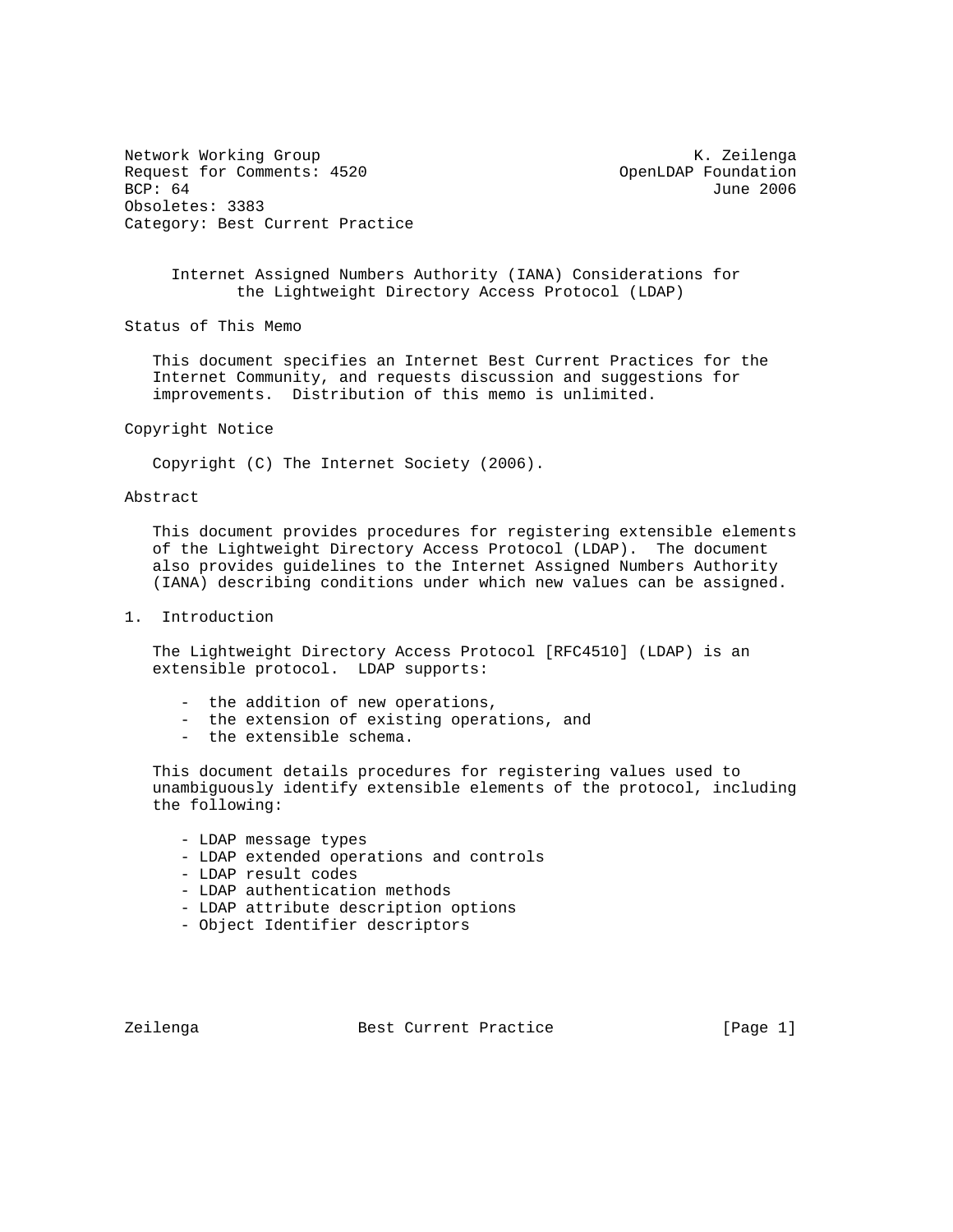Network Working Group K. Zeilenga
Request for Comments: 4520 OpenLDAP Foundation
BCP: 64 June 2006
Obsoletes: 3383
Category: Best Current Practice

# Internet Assigned Numbers Authority (IANA) Considerations for the Lightweight Directory Access Protocol (LDAP)

## Status of This Memo

This document specifies an Internet Best Current Practices for the Internet Community, and requests discussion and suggestions for improvements. Distribution of this memo is unlimited.

## Copyright Notice

Copyright (C) The Internet Society (2006).

## Abstract

This document provides procedures for registering extensible elements of the Lightweight Directory Access Protocol (LDAP). The document also provides guidelines to the Internet Assigned Numbers Authority (IANA) describing conditions under which new values can be assigned.

## 1. Introduction

The Lightweight Directory Access Protocol [RFC4510] (LDAP) is an extensible protocol. LDAP supports:

- the addition of new operations,
- the extension of existing operations, and
- the extensible schema.

This document details procedures for registering values used to unambiguously identify extensible elements of the protocol, including the following:

- LDAP message types
- LDAP extended operations and controls
- LDAP result codes
- LDAP authentication methods
- LDAP attribute description options
- Object Identifier descriptors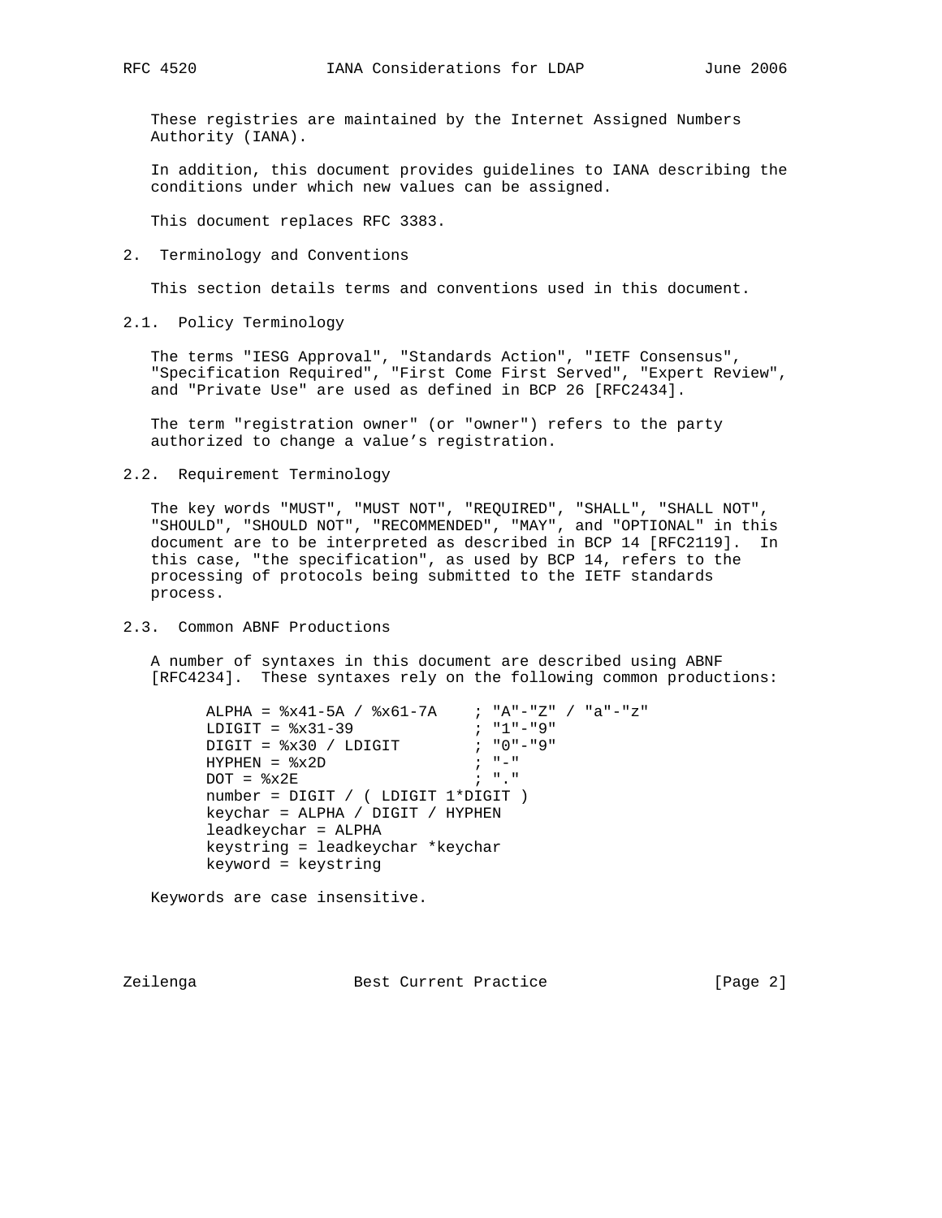These registries are maintained by the Internet Assigned Numbers Authority (IANA).

In addition, this document provides guidelines to IANA describing the conditions under which new values can be assigned.

This document replaces RFC 3383.

## 2. Terminology and Conventions

This section details terms and conventions used in this document.

### 2.1. Policy Terminology

The terms "IESG Approval", "Standards Action", "IETF Consensus", "Specification Required", "First Come First Served", "Expert Review", and "Private Use" are used as defined in BCP 26 [RFC2434].

The term "registration owner" (or "owner") refers to the party authorized to change a value's registration.

### 2.2. Requirement Terminology

The key words "MUST", "MUST NOT", "REQUIRED", "SHALL", "SHALL NOT", "SHOULD", "SHOULD NOT", "RECOMMENDED", "MAY", and "OPTIONAL" in this document are to be interpreted as described in BCP 14 [RFC2119]. In this case, "the specification", as used by BCP 14, refers to the processing of protocols being submitted to the IETF standards process.

### 2.3. Common ABNF Productions

A number of syntaxes in this document are described using ABNF [RFC4234]. These syntaxes rely on the following common productions:

```
ALPHA = %x41-5A / %x61-7A    ; "A"-"Z" / "a"-"z"
LDIGIT = %x31-39             ; "1"-"9"
DIGIT = %x30 / LDIGIT        ; "0"-"9"
HYPHEN = %x2D                ; "-"
DOT = %x2E                   ; "."
number = DIGIT / ( LDIGIT 1*DIGIT )
keychar = ALPHA / DIGIT / HYPHEN
leadkeychar = ALPHA
keystring = leadkeychar *keychar
keyword = keystring
```

Keywords are case insensitive.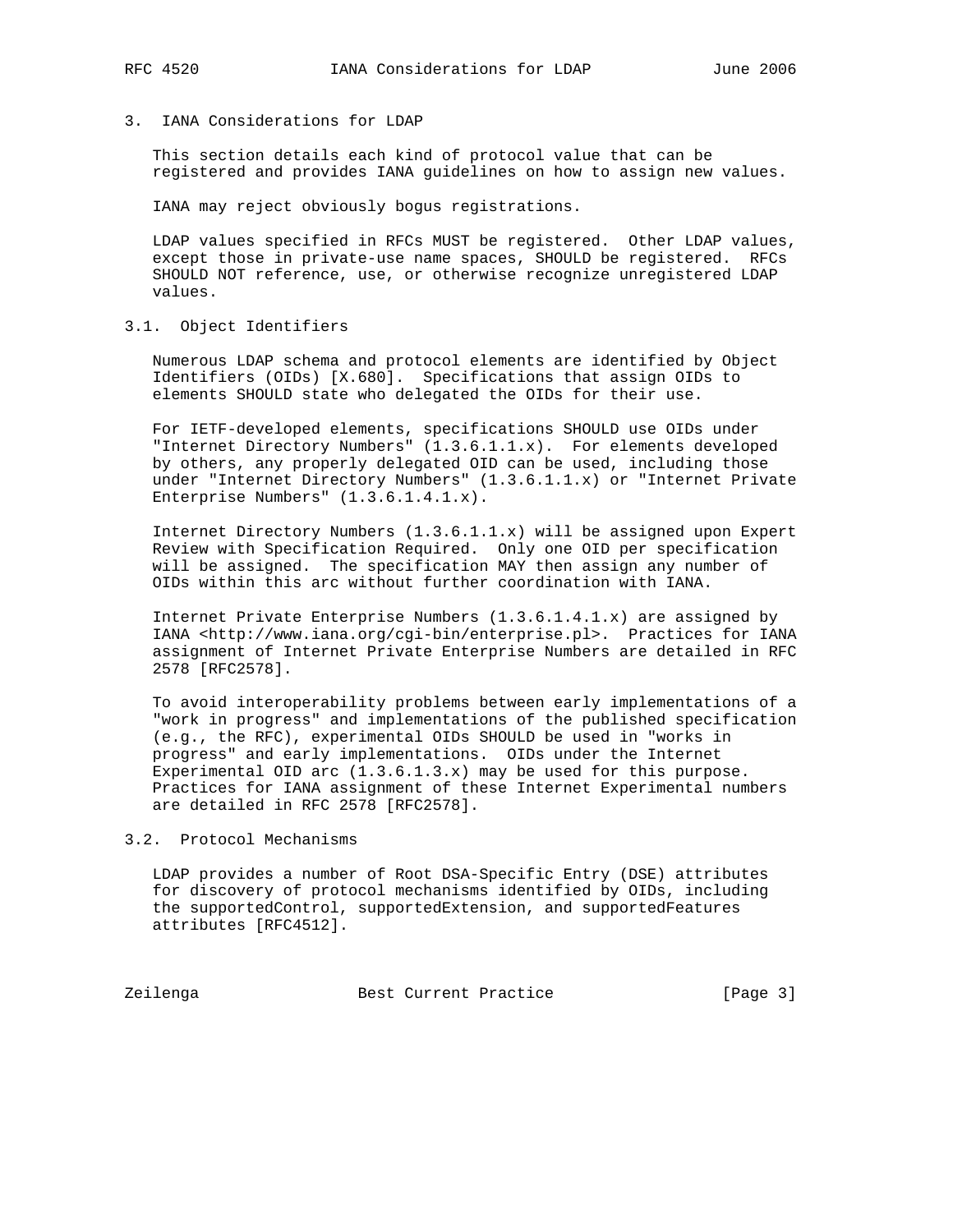## 3. IANA Considerations for LDAP

This section details each kind of protocol value that can be registered and provides IANA guidelines on how to assign new values.

IANA may reject obviously bogus registrations.

LDAP values specified in RFCs MUST be registered. Other LDAP values, except those in private-use name spaces, SHOULD be registered. RFCs SHOULD NOT reference, use, or otherwise recognize unregistered LDAP values.

### 3.1. Object Identifiers

Numerous LDAP schema and protocol elements are identified by Object Identifiers (OIDs) [X.680]. Specifications that assign OIDs to elements SHOULD state who delegated the OIDs for their use.

For IETF-developed elements, specifications SHOULD use OIDs under "Internet Directory Numbers" (1.3.6.1.1.x). For elements developed by others, any properly delegated OID can be used, including those under "Internet Directory Numbers" (1.3.6.1.1.x) or "Internet Private Enterprise Numbers" (1.3.6.1.4.1.x).

Internet Directory Numbers (1.3.6.1.1.x) will be assigned upon Expert Review with Specification Required. Only one OID per specification will be assigned. The specification MAY then assign any number of OIDs within this arc without further coordination with IANA.

Internet Private Enterprise Numbers (1.3.6.1.4.1.x) are assigned by IANA <http://www.iana.org/cgi-bin/enterprise.pl>. Practices for IANA assignment of Internet Private Enterprise Numbers are detailed in RFC 2578 [RFC2578].

To avoid interoperability problems between early implementations of a "work in progress" and implementations of the published specification (e.g., the RFC), experimental OIDs SHOULD be used in "works in progress" and early implementations. OIDs under the Internet Experimental OID arc (1.3.6.1.3.x) may be used for this purpose. Practices for IANA assignment of these Internet Experimental numbers are detailed in RFC 2578 [RFC2578].

### 3.2. Protocol Mechanisms

LDAP provides a number of Root DSA-Specific Entry (DSE) attributes for discovery of protocol mechanisms identified by OIDs, including the supportedControl, supportedExtension, and supportedFeatures attributes [RFC4512].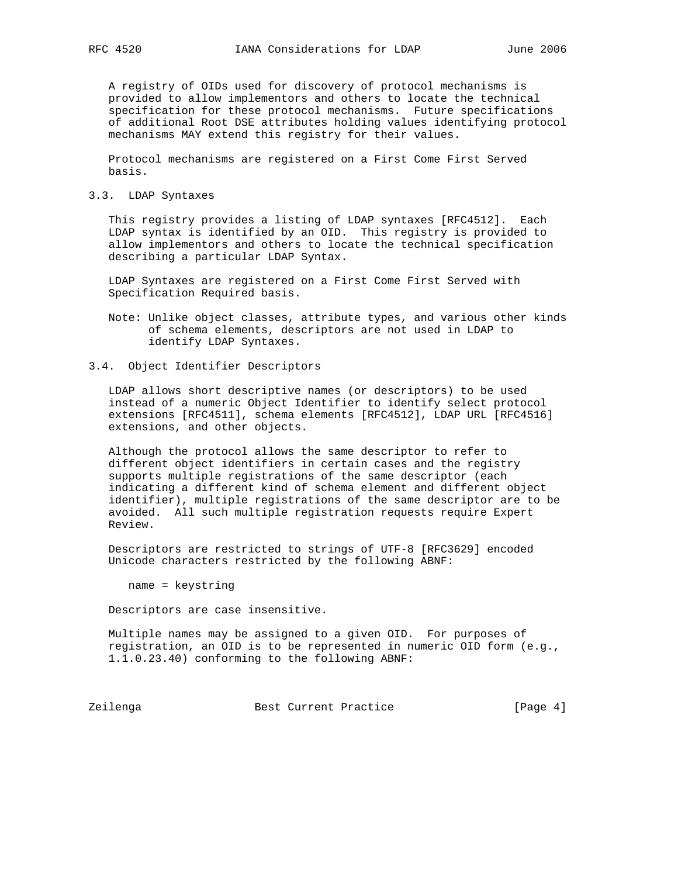A registry of OIDs used for discovery of protocol mechanisms is provided to allow implementors and others to locate the technical specification for these protocol mechanisms. Future specifications of additional Root DSE attributes holding values identifying protocol mechanisms MAY extend this registry for their values.

Protocol mechanisms are registered on a First Come First Served basis.

### 3.3. LDAP Syntaxes

This registry provides a listing of LDAP syntaxes [RFC4512]. Each LDAP syntax is identified by an OID. This registry is provided to allow implementors and others to locate the technical specification describing a particular LDAP Syntax.

LDAP Syntaxes are registered on a First Come First Served with Specification Required basis.

Note: Unlike object classes, attribute types, and various other kinds of schema elements, descriptors are not used in LDAP to identify LDAP Syntaxes.

### 3.4. Object Identifier Descriptors

LDAP allows short descriptive names (or descriptors) to be used instead of a numeric Object Identifier to identify select protocol extensions [RFC4511], schema elements [RFC4512], LDAP URL [RFC4516] extensions, and other objects.

Although the protocol allows the same descriptor to refer to different object identifiers in certain cases and the registry supports multiple registrations of the same descriptor (each indicating a different kind of schema element and different object identifier), multiple registrations of the same descriptor are to be avoided. All such multiple registration requests require Expert Review.

Descriptors are restricted to strings of UTF-8 [RFC3629] encoded Unicode characters restricted by the following ABNF:

```
name = keystring
```

Descriptors are case insensitive.

Multiple names may be assigned to a given OID. For purposes of registration, an OID is to be represented in numeric OID form (e.g., 1.1.0.23.40) conforming to the following ABNF: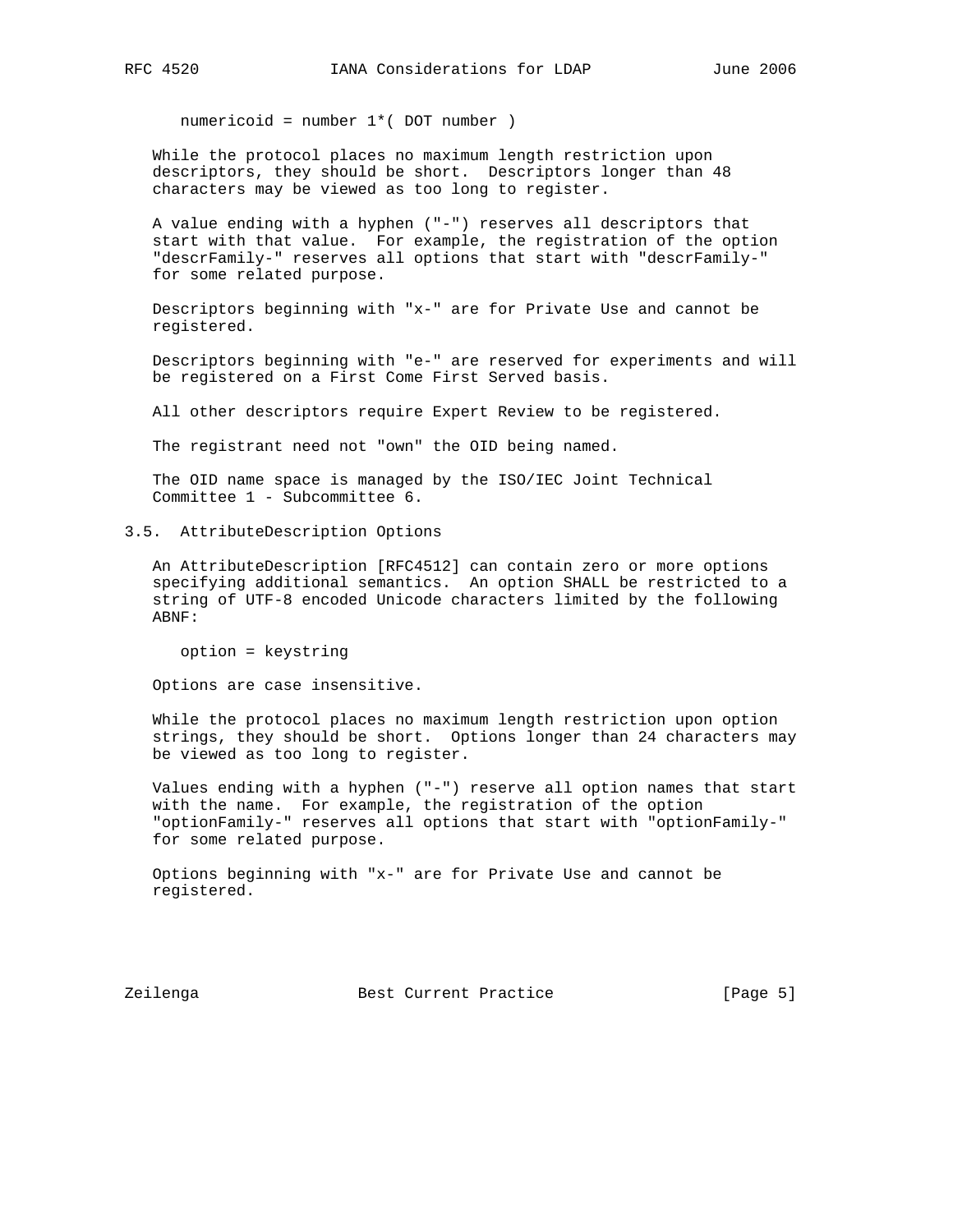```
numericoid = number 1*( DOT number )
```

While the protocol places no maximum length restriction upon descriptors, they should be short. Descriptors longer than 48 characters may be viewed as too long to register.

A value ending with a hyphen ("-") reserves all descriptors that start with that value. For example, the registration of the option "descrFamily-" reserves all options that start with "descrFamily-" for some related purpose.

Descriptors beginning with "x-" are for Private Use and cannot be registered.

Descriptors beginning with "e-" are reserved for experiments and will be registered on a First Come First Served basis.

All other descriptors require Expert Review to be registered.

The registrant need not "own" the OID being named.

The OID name space is managed by the ISO/IEC Joint Technical Committee 1 - Subcommittee 6.

## 3.5. AttributeDescription Options

An AttributeDescription [RFC4512] can contain zero or more options specifying additional semantics. An option SHALL be restricted to a string of UTF-8 encoded Unicode characters limited by the following ABNF:

```
option = keystring
```

Options are case insensitive.

While the protocol places no maximum length restriction upon option strings, they should be short. Options longer than 24 characters may be viewed as too long to register.

Values ending with a hyphen ("-") reserve all option names that start with the name. For example, the registration of the option "optionFamily-" reserves all options that start with "optionFamily-" for some related purpose.

Options beginning with "x-" are for Private Use and cannot be registered.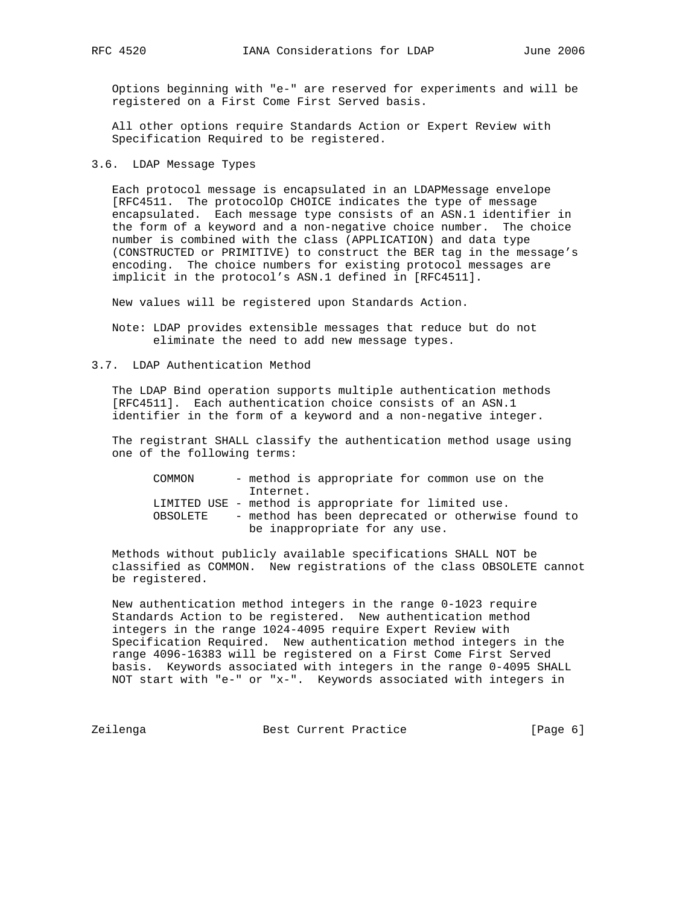Options beginning with "e-" are reserved for experiments and will be registered on a First Come First Served basis.

All other options require Standards Action or Expert Review with Specification Required to be registered.

### 3.6. LDAP Message Types

Each protocol message is encapsulated in an LDAPMessage envelope [RFC4511. The protocolOp CHOICE indicates the type of message encapsulated. Each message type consists of an ASN.1 identifier in the form of a keyword and a non-negative choice number. The choice number is combined with the class (APPLICATION) and data type (CONSTRUCTED or PRIMITIVE) to construct the BER tag in the message's encoding. The choice numbers for existing protocol messages are implicit in the protocol's ASN.1 defined in [RFC4511].

New values will be registered upon Standards Action.

Note: LDAP provides extensible messages that reduce but do not eliminate the need to add new message types.

### 3.7. LDAP Authentication Method

The LDAP Bind operation supports multiple authentication methods [RFC4511]. Each authentication choice consists of an ASN.1 identifier in the form of a keyword and a non-negative integer.

The registrant SHALL classify the authentication method usage using one of the following terms:

```
      COMMON      - method is appropriate for common use on the
                    Internet.
      LIMITED USE - method is appropriate for limited use.
      OBSOLETE    - method has been deprecated or otherwise found to
                    be inappropriate for any use.
```

Methods without publicly available specifications SHALL NOT be classified as COMMON. New registrations of the class OBSOLETE cannot be registered.

New authentication method integers in the range 0-1023 require Standards Action to be registered. New authentication method integers in the range 1024-4095 require Expert Review with Specification Required. New authentication method integers in the range 4096-16383 will be registered on a First Come First Served basis. Keywords associated with integers in the range 0-4095 SHALL NOT start with "e-" or "x-". Keywords associated with integers in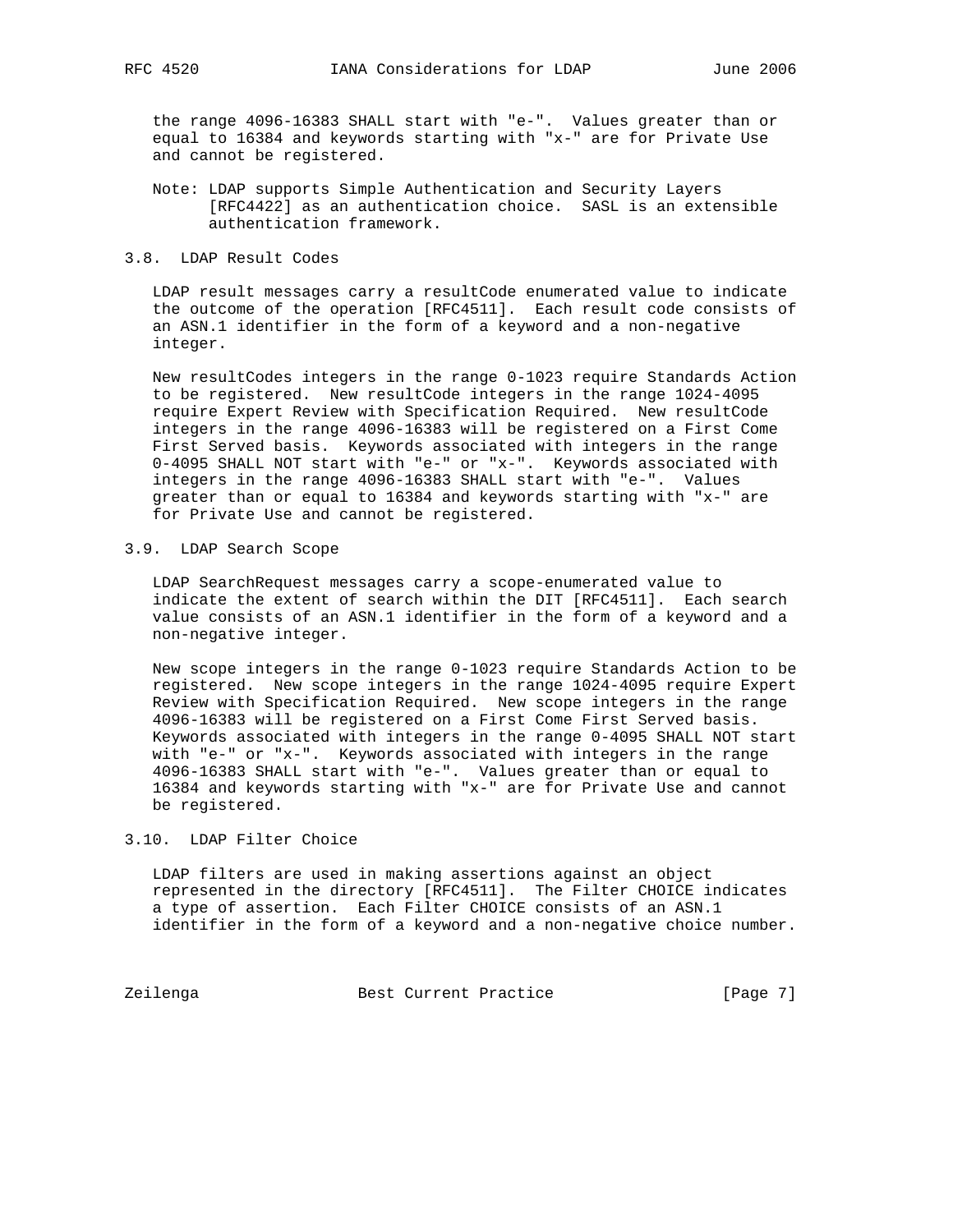the range 4096-16383 SHALL start with "e-". Values greater than or equal to 16384 and keywords starting with "x-" are for Private Use and cannot be registered.

Note: LDAP supports Simple Authentication and Security Layers [RFC4422] as an authentication choice. SASL is an extensible authentication framework.

### 3.8. LDAP Result Codes

LDAP result messages carry a resultCode enumerated value to indicate the outcome of the operation [RFC4511]. Each result code consists of an ASN.1 identifier in the form of a keyword and a non-negative integer.

New resultCodes integers in the range 0-1023 require Standards Action to be registered. New resultCode integers in the range 1024-4095 require Expert Review with Specification Required. New resultCode integers in the range 4096-16383 will be registered on a First Come First Served basis. Keywords associated with integers in the range 0-4095 SHALL NOT start with "e-" or "x-". Keywords associated with integers in the range 4096-16383 SHALL start with "e-". Values greater than or equal to 16384 and keywords starting with "x-" are for Private Use and cannot be registered.

### 3.9. LDAP Search Scope

LDAP SearchRequest messages carry a scope-enumerated value to indicate the extent of search within the DIT [RFC4511]. Each search value consists of an ASN.1 identifier in the form of a keyword and a non-negative integer.

New scope integers in the range 0-1023 require Standards Action to be registered. New scope integers in the range 1024-4095 require Expert Review with Specification Required. New scope integers in the range 4096-16383 will be registered on a First Come First Served basis. Keywords associated with integers in the range 0-4095 SHALL NOT start with "e-" or "x-". Keywords associated with integers in the range 4096-16383 SHALL start with "e-". Values greater than or equal to 16384 and keywords starting with "x-" are for Private Use and cannot be registered.

### 3.10. LDAP Filter Choice

LDAP filters are used in making assertions against an object represented in the directory [RFC4511]. The Filter CHOICE indicates a type of assertion. Each Filter CHOICE consists of an ASN.1 identifier in the form of a keyword and a non-negative choice number.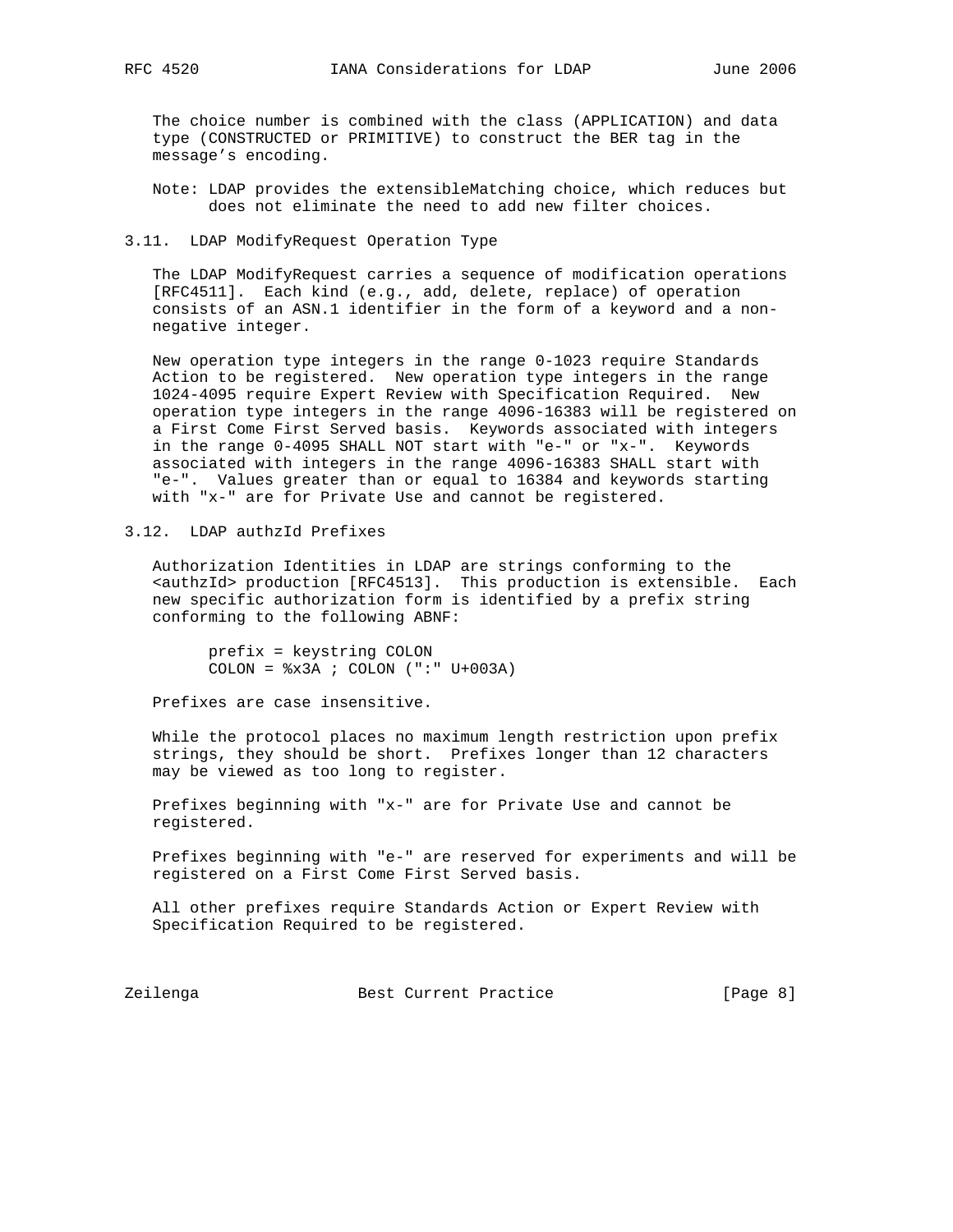The choice number is combined with the class (APPLICATION) and data type (CONSTRUCTED or PRIMITIVE) to construct the BER tag in the message's encoding.

Note: LDAP provides the extensibleMatching choice, which reduces but does not eliminate the need to add new filter choices.

### 3.11. LDAP ModifyRequest Operation Type

The LDAP ModifyRequest carries a sequence of modification operations [RFC4511]. Each kind (e.g., add, delete, replace) of operation consists of an ASN.1 identifier in the form of a keyword and a non-negative integer.

New operation type integers in the range 0-1023 require Standards Action to be registered. New operation type integers in the range 1024-4095 require Expert Review with Specification Required. New operation type integers in the range 4096-16383 will be registered on a First Come First Served basis. Keywords associated with integers in the range 0-4095 SHALL NOT start with "e-" or "x-". Keywords associated with integers in the range 4096-16383 SHALL start with "e-". Values greater than or equal to 16384 and keywords starting with "x-" are for Private Use and cannot be registered.

### 3.12. LDAP authzId Prefixes

Authorization Identities in LDAP are strings conforming to the <authzId> production [RFC4513]. This production is extensible. Each new specific authorization form is identified by a prefix string conforming to the following ABNF:

```
prefix = keystring COLON
COLON = %x3A ; COLON (":" U+003A)
```

Prefixes are case insensitive.

While the protocol places no maximum length restriction upon prefix strings, they should be short. Prefixes longer than 12 characters may be viewed as too long to register.

Prefixes beginning with "x-" are for Private Use and cannot be registered.

Prefixes beginning with "e-" are reserved for experiments and will be registered on a First Come First Served basis.

All other prefixes require Standards Action or Expert Review with Specification Required to be registered.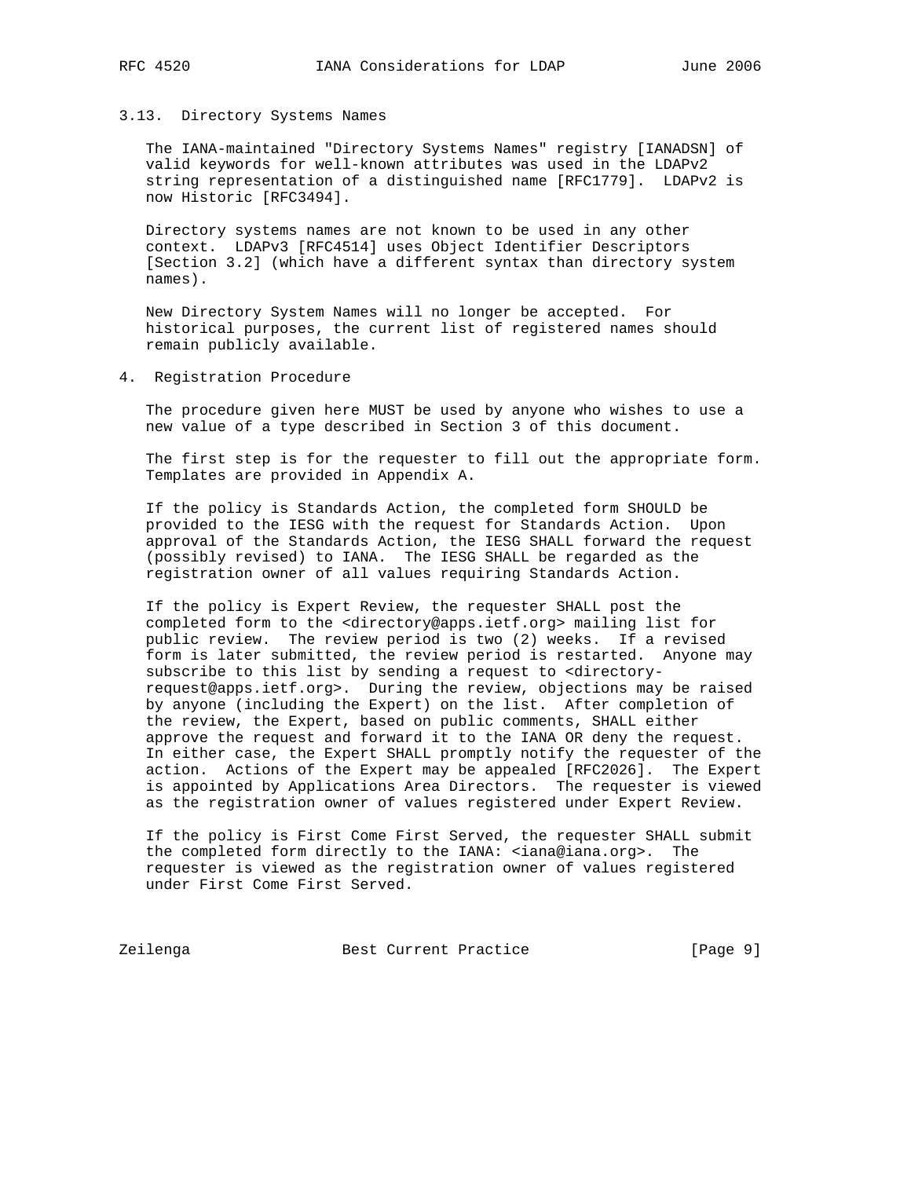### 3.13. Directory Systems Names

The IANA-maintained "Directory Systems Names" registry [IANADSN] of valid keywords for well-known attributes was used in the LDAPv2 string representation of a distinguished name [RFC1779]. LDAPv2 is now Historic [RFC3494].

Directory systems names are not known to be used in any other context. LDAPv3 [RFC4514] uses Object Identifier Descriptors [Section 3.2] (which have a different syntax than directory system names).

New Directory System Names will no longer be accepted. For historical purposes, the current list of registered names should remain publicly available.

## 4. Registration Procedure

The procedure given here MUST be used by anyone who wishes to use a new value of a type described in Section 3 of this document.

The first step is for the requester to fill out the appropriate form. Templates are provided in Appendix A.

If the policy is Standards Action, the completed form SHOULD be provided to the IESG with the request for Standards Action. Upon approval of the Standards Action, the IESG SHALL forward the request (possibly revised) to IANA. The IESG SHALL be regarded as the registration owner of all values requiring Standards Action.

If the policy is Expert Review, the requester SHALL post the completed form to the <directory@apps.ietf.org> mailing list for public review. The review period is two (2) weeks. If a revised form is later submitted, the review period is restarted. Anyone may subscribe to this list by sending a request to <directory-request@apps.ietf.org>. During the review, objections may be raised by anyone (including the Expert) on the list. After completion of the review, the Expert, based on public comments, SHALL either approve the request and forward it to the IANA OR deny the request. In either case, the Expert SHALL promptly notify the requester of the action. Actions of the Expert may be appealed [RFC2026]. The Expert is appointed by Applications Area Directors. The requester is viewed as the registration owner of values registered under Expert Review.

If the policy is First Come First Served, the requester SHALL submit the completed form directly to the IANA: <iana@iana.org>. The requester is viewed as the registration owner of values registered under First Come First Served.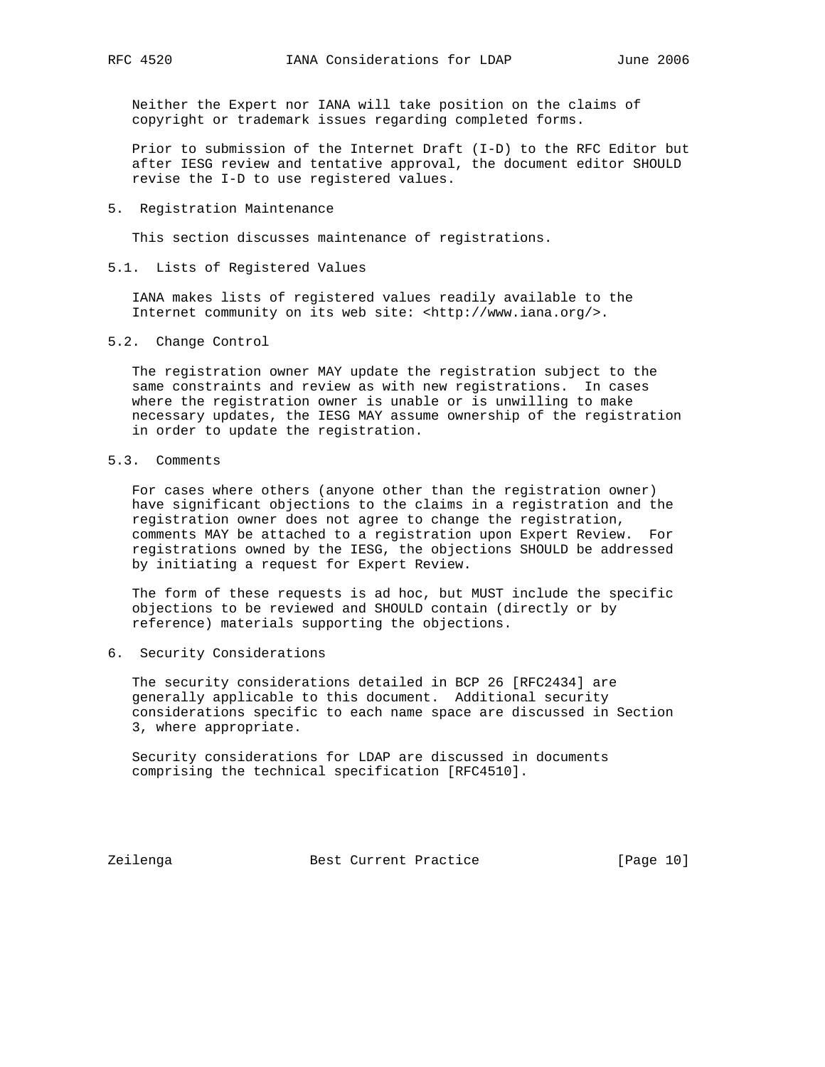Neither the Expert nor IANA will take position on the claims of copyright or trademark issues regarding completed forms.

Prior to submission of the Internet Draft (I-D) to the RFC Editor but after IESG review and tentative approval, the document editor SHOULD revise the I-D to use registered values.

## 5. Registration Maintenance

This section discusses maintenance of registrations.

### 5.1. Lists of Registered Values

IANA makes lists of registered values readily available to the Internet community on its web site: <http://www.iana.org/>.

### 5.2. Change Control

The registration owner MAY update the registration subject to the same constraints and review as with new registrations. In cases where the registration owner is unable or is unwilling to make necessary updates, the IESG MAY assume ownership of the registration in order to update the registration.

### 5.3. Comments

For cases where others (anyone other than the registration owner) have significant objections to the claims in a registration and the registration owner does not agree to change the registration, comments MAY be attached to a registration upon Expert Review. For registrations owned by the IESG, the objections SHOULD be addressed by initiating a request for Expert Review.

The form of these requests is ad hoc, but MUST include the specific objections to be reviewed and SHOULD contain (directly or by reference) materials supporting the objections.

## 6. Security Considerations

The security considerations detailed in BCP 26 [RFC2434] are generally applicable to this document. Additional security considerations specific to each name space are discussed in Section 3, where appropriate.

Security considerations for LDAP are discussed in documents comprising the technical specification [RFC4510].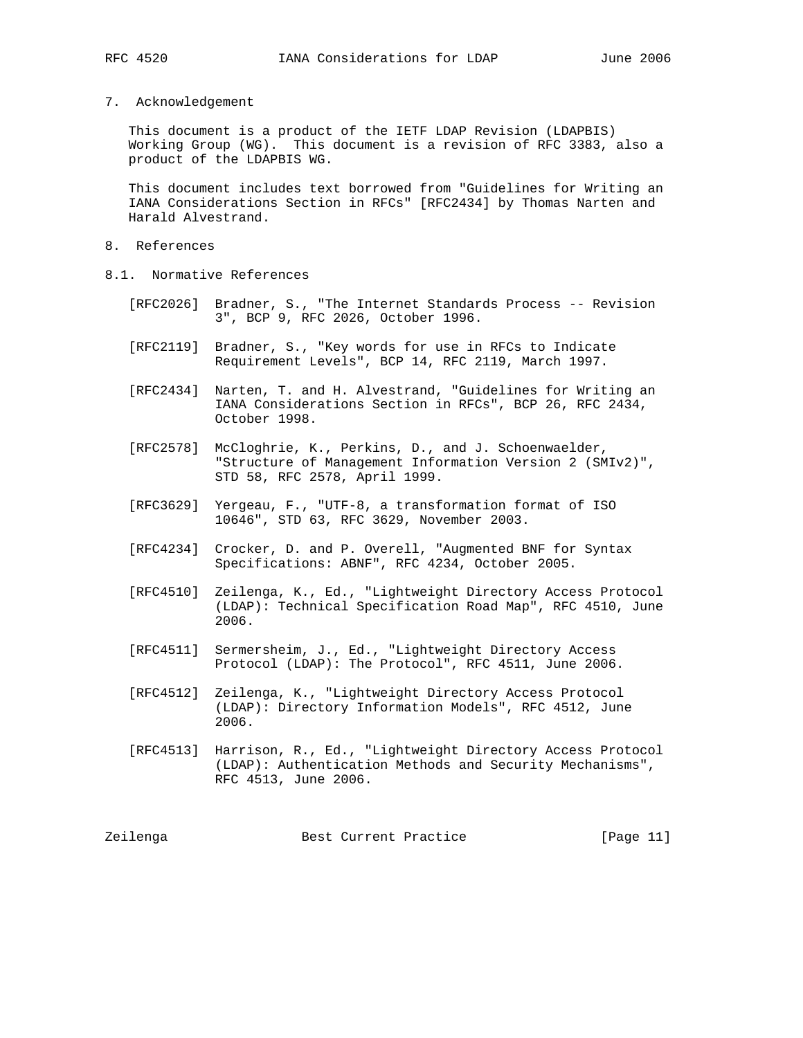## 7. Acknowledgement

This document is a product of the IETF LDAP Revision (LDAPBIS) Working Group (WG). This document is a revision of RFC 3383, also a product of the LDAPBIS WG.

This document includes text borrowed from "Guidelines for Writing an IANA Considerations Section in RFCs" [RFC2434] by Thomas Narten and Harald Alvestrand.

## 8. References

### 8.1. Normative References

[RFC2026] Bradner, S., "The Internet Standards Process -- Revision 3", BCP 9, RFC 2026, October 1996.

[RFC2119] Bradner, S., "Key words for use in RFCs to Indicate Requirement Levels", BCP 14, RFC 2119, March 1997.

[RFC2434] Narten, T. and H. Alvestrand, "Guidelines for Writing an IANA Considerations Section in RFCs", BCP 26, RFC 2434, October 1998.

[RFC2578] McCloghrie, K., Perkins, D., and J. Schoenwaelder, "Structure of Management Information Version 2 (SMIv2)", STD 58, RFC 2578, April 1999.

[RFC3629] Yergeau, F., "UTF-8, a transformation format of ISO 10646", STD 63, RFC 3629, November 2003.

[RFC4234] Crocker, D. and P. Overell, "Augmented BNF for Syntax Specifications: ABNF", RFC 4234, October 2005.

[RFC4510] Zeilenga, K., Ed., "Lightweight Directory Access Protocol (LDAP): Technical Specification Road Map", RFC 4510, June 2006.

[RFC4511] Sermersheim, J., Ed., "Lightweight Directory Access Protocol (LDAP): The Protocol", RFC 4511, June 2006.

[RFC4512] Zeilenga, K., "Lightweight Directory Access Protocol (LDAP): Directory Information Models", RFC 4512, June 2006.

[RFC4513] Harrison, R., Ed., "Lightweight Directory Access Protocol (LDAP): Authentication Methods and Security Mechanisms", RFC 4513, June 2006.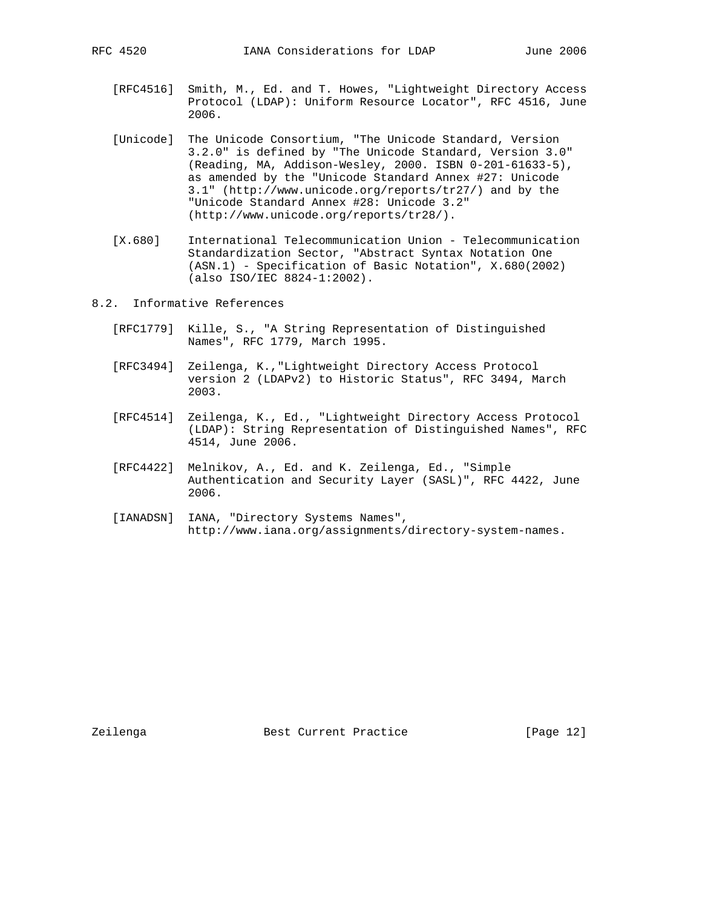[RFC4516] Smith, M., Ed. and T. Howes, "Lightweight Directory Access Protocol (LDAP): Uniform Resource Locator", RFC 4516, June 2006.

[Unicode] The Unicode Consortium, "The Unicode Standard, Version 3.2.0" is defined by "The Unicode Standard, Version 3.0" (Reading, MA, Addison-Wesley, 2000. ISBN 0-201-61633-5), as amended by the "Unicode Standard Annex #27: Unicode 3.1" (http://www.unicode.org/reports/tr27/) and by the "Unicode Standard Annex #28: Unicode 3.2" (http://www.unicode.org/reports/tr28/).

[X.680] International Telecommunication Union - Telecommunication Standardization Sector, "Abstract Syntax Notation One (ASN.1) - Specification of Basic Notation", X.680(2002) (also ISO/IEC 8824-1:2002).

## 8.2. Informative References

[RFC1779] Kille, S., "A String Representation of Distinguished Names", RFC 1779, March 1995.

[RFC3494] Zeilenga, K.,"Lightweight Directory Access Protocol version 2 (LDAPv2) to Historic Status", RFC 3494, March 2003.

[RFC4514] Zeilenga, K., Ed., "Lightweight Directory Access Protocol (LDAP): String Representation of Distinguished Names", RFC 4514, June 2006.

[RFC4422] Melnikov, A., Ed. and K. Zeilenga, Ed., "Simple Authentication and Security Layer (SASL)", RFC 4422, June 2006.

[IANADSN] IANA, "Directory Systems Names", http://www.iana.org/assignments/directory-system-names.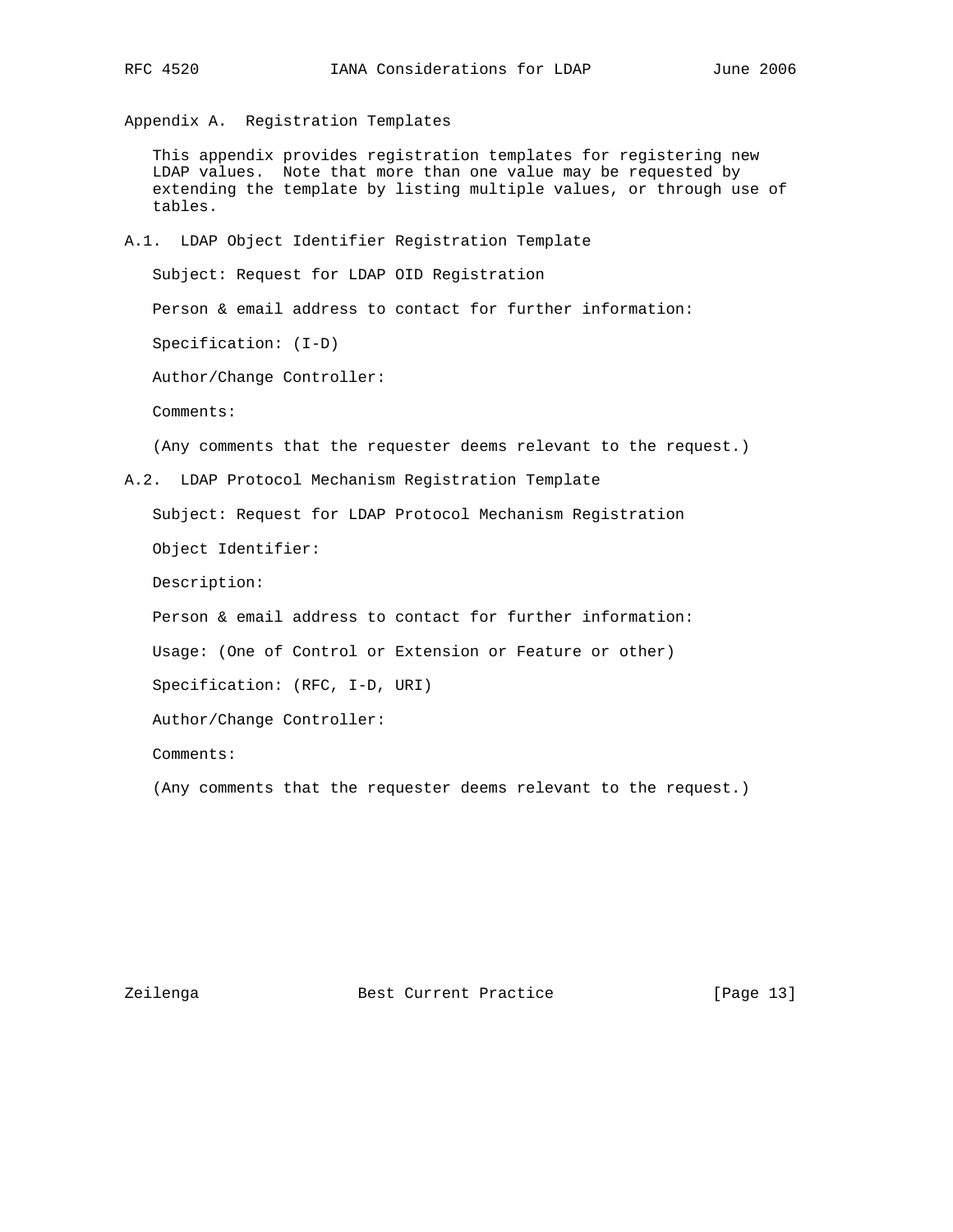## Appendix A. Registration Templates

This appendix provides registration templates for registering new LDAP values. Note that more than one value may be requested by extending the template by listing multiple values, or through use of tables.

### A.1. LDAP Object Identifier Registration Template

Subject: Request for LDAP OID Registration

Person & email address to contact for further information:

Specification: (I-D)

Author/Change Controller:

Comments:

(Any comments that the requester deems relevant to the request.)

### A.2. LDAP Protocol Mechanism Registration Template

Subject: Request for LDAP Protocol Mechanism Registration

Object Identifier:

Description:

Person & email address to contact for further information:

Usage: (One of Control or Extension or Feature or other)

Specification: (RFC, I-D, URI)

Author/Change Controller:

Comments:

(Any comments that the requester deems relevant to the request.)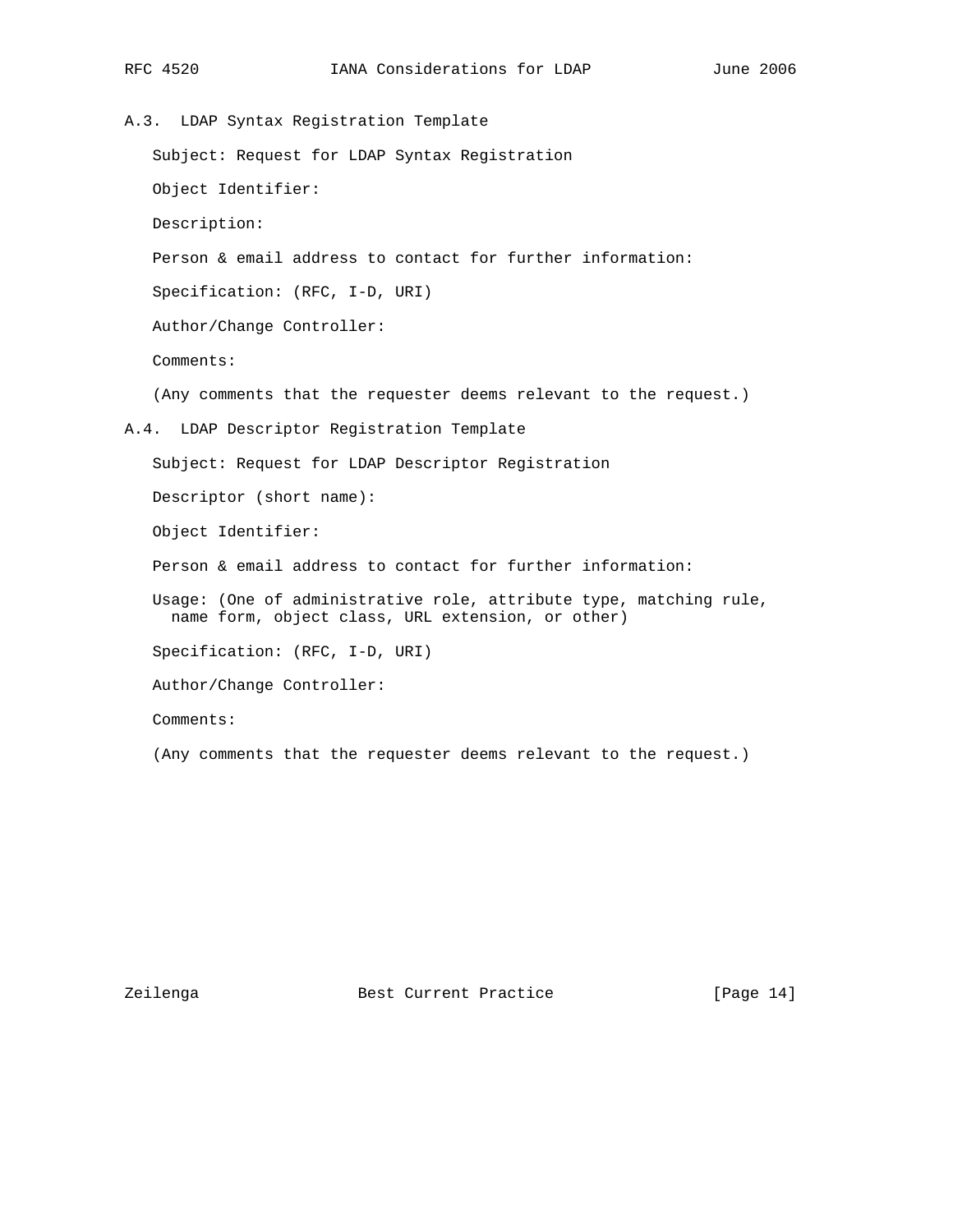### A.3. LDAP Syntax Registration Template

Subject: Request for LDAP Syntax Registration

Object Identifier:

Description:

Person & email address to contact for further information:

Specification: (RFC, I-D, URI)

Author/Change Controller:

Comments:

(Any comments that the requester deems relevant to the request.)

### A.4. LDAP Descriptor Registration Template

Subject: Request for LDAP Descriptor Registration

Descriptor (short name):

Object Identifier:

Person & email address to contact for further information:

Usage: (One of administrative role, attribute type, matching rule, name form, object class, URL extension, or other)

Specification: (RFC, I-D, URI)

Author/Change Controller:

Comments:

(Any comments that the requester deems relevant to the request.)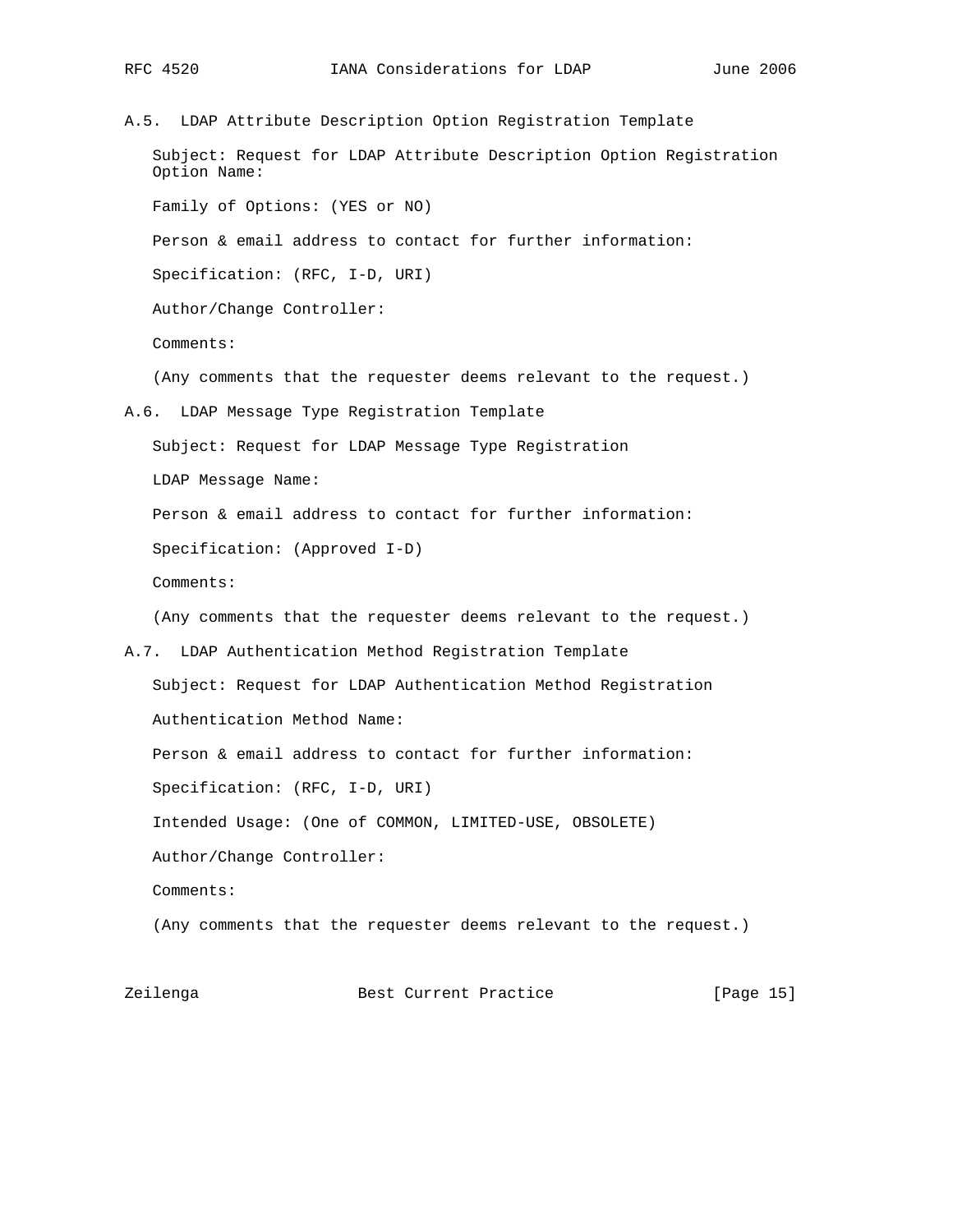### A.5. LDAP Attribute Description Option Registration Template

Subject: Request for LDAP Attribute Description Option Registration
Option Name:

Family of Options: (YES or NO)

Person & email address to contact for further information:

Specification: (RFC, I-D, URI)

Author/Change Controller:

Comments:

(Any comments that the requester deems relevant to the request.)

### A.6. LDAP Message Type Registration Template

Subject: Request for LDAP Message Type Registration

LDAP Message Name:

Person & email address to contact for further information:

Specification: (Approved I-D)

Comments:

(Any comments that the requester deems relevant to the request.)

### A.7. LDAP Authentication Method Registration Template

Subject: Request for LDAP Authentication Method Registration

Authentication Method Name:

Person & email address to contact for further information:

Specification: (RFC, I-D, URI)

Intended Usage: (One of COMMON, LIMITED-USE, OBSOLETE)

Author/Change Controller:

Comments:

(Any comments that the requester deems relevant to the request.)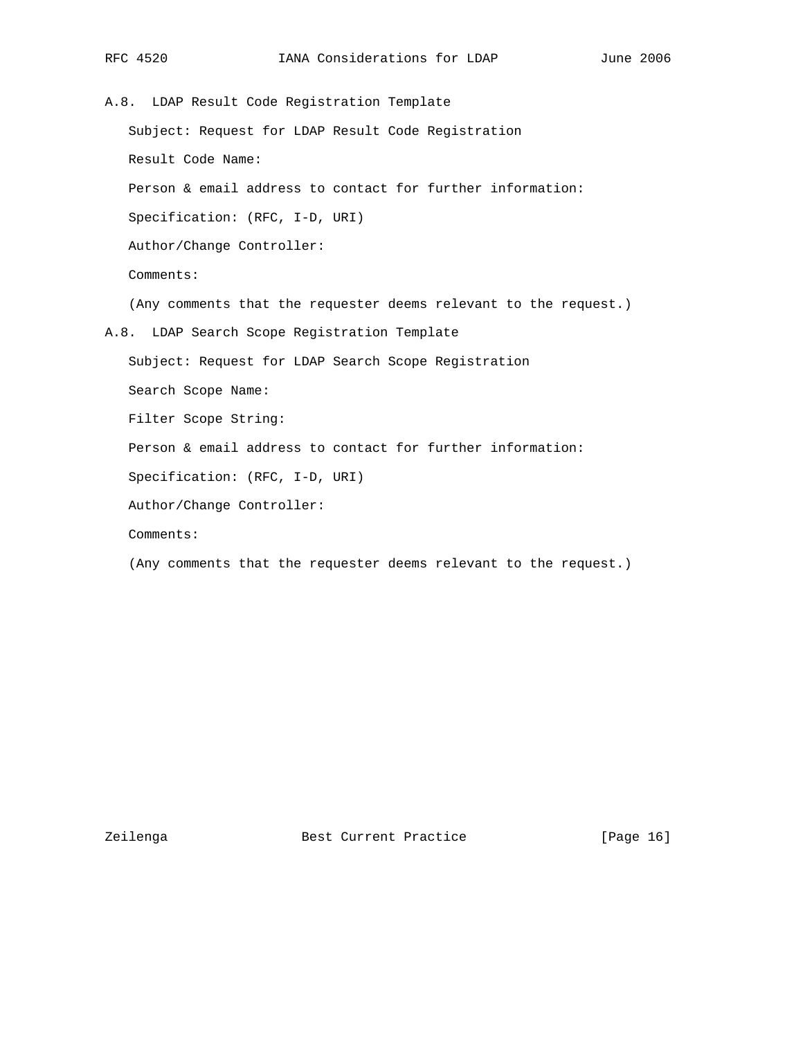## A.8. LDAP Result Code Registration Template

Subject: Request for LDAP Result Code Registration

Result Code Name:

Person & email address to contact for further information:

Specification: (RFC, I-D, URI)

Author/Change Controller:

Comments:

(Any comments that the requester deems relevant to the request.)

## A.8. LDAP Search Scope Registration Template

Subject: Request for LDAP Search Scope Registration

Search Scope Name:

Filter Scope String:

Person & email address to contact for further information:

Specification: (RFC, I-D, URI)

Author/Change Controller:

Comments:

(Any comments that the requester deems relevant to the request.)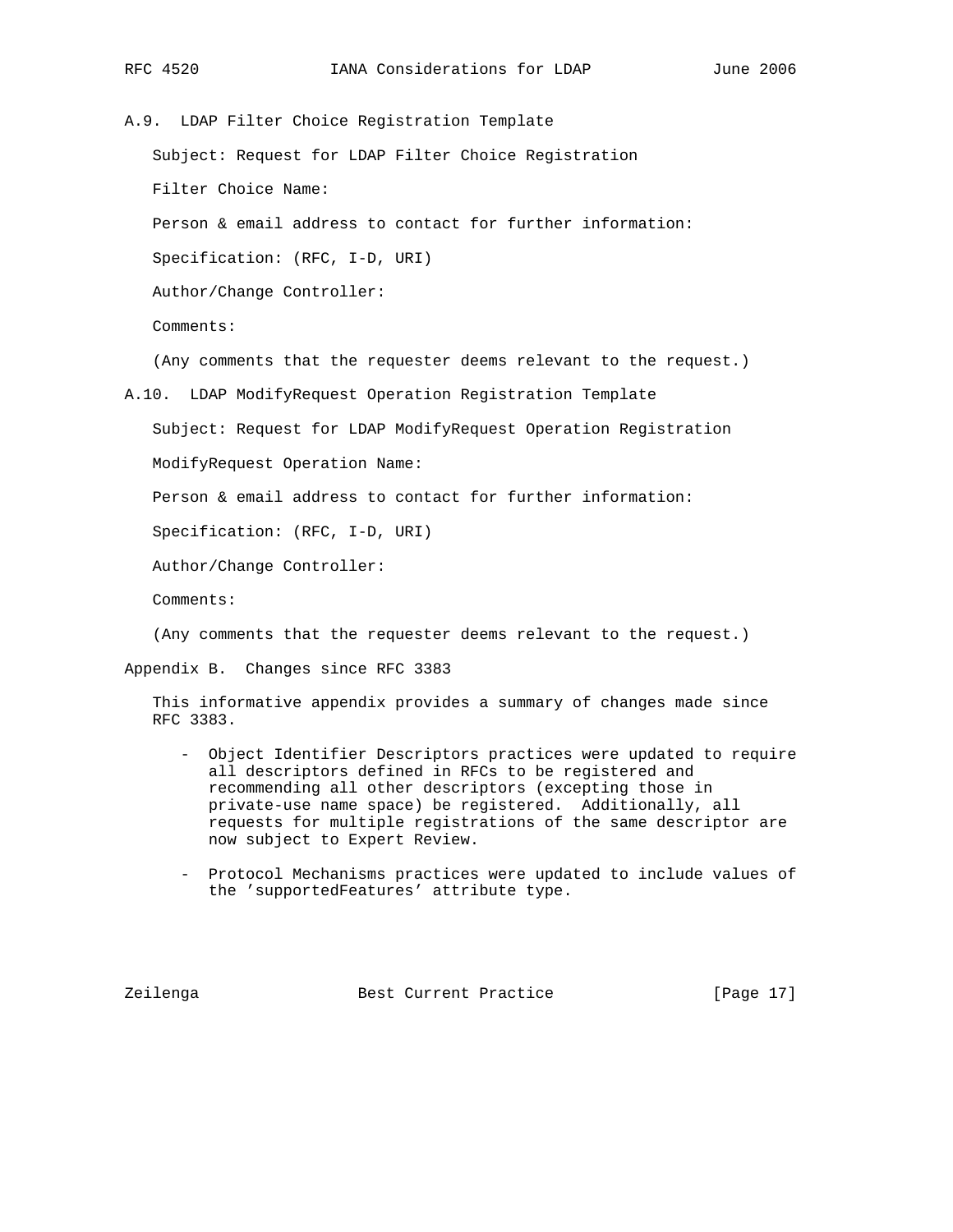### A.9. LDAP Filter Choice Registration Template

Subject: Request for LDAP Filter Choice Registration

Filter Choice Name:

Person & email address to contact for further information:

Specification: (RFC, I-D, URI)

Author/Change Controller:

Comments:

(Any comments that the requester deems relevant to the request.)

### A.10. LDAP ModifyRequest Operation Registration Template

Subject: Request for LDAP ModifyRequest Operation Registration

ModifyRequest Operation Name:

Person & email address to contact for further information:

Specification: (RFC, I-D, URI)

Author/Change Controller:

Comments:

(Any comments that the requester deems relevant to the request.)

## Appendix B. Changes since RFC 3383

This informative appendix provides a summary of changes made since RFC 3383.

- Object Identifier Descriptors practices were updated to require all descriptors defined in RFCs to be registered and recommending all other descriptors (excepting those in private-use name space) be registered. Additionally, all requests for multiple registrations of the same descriptor are now subject to Expert Review.

- Protocol Mechanisms practices were updated to include values of the 'supportedFeatures' attribute type.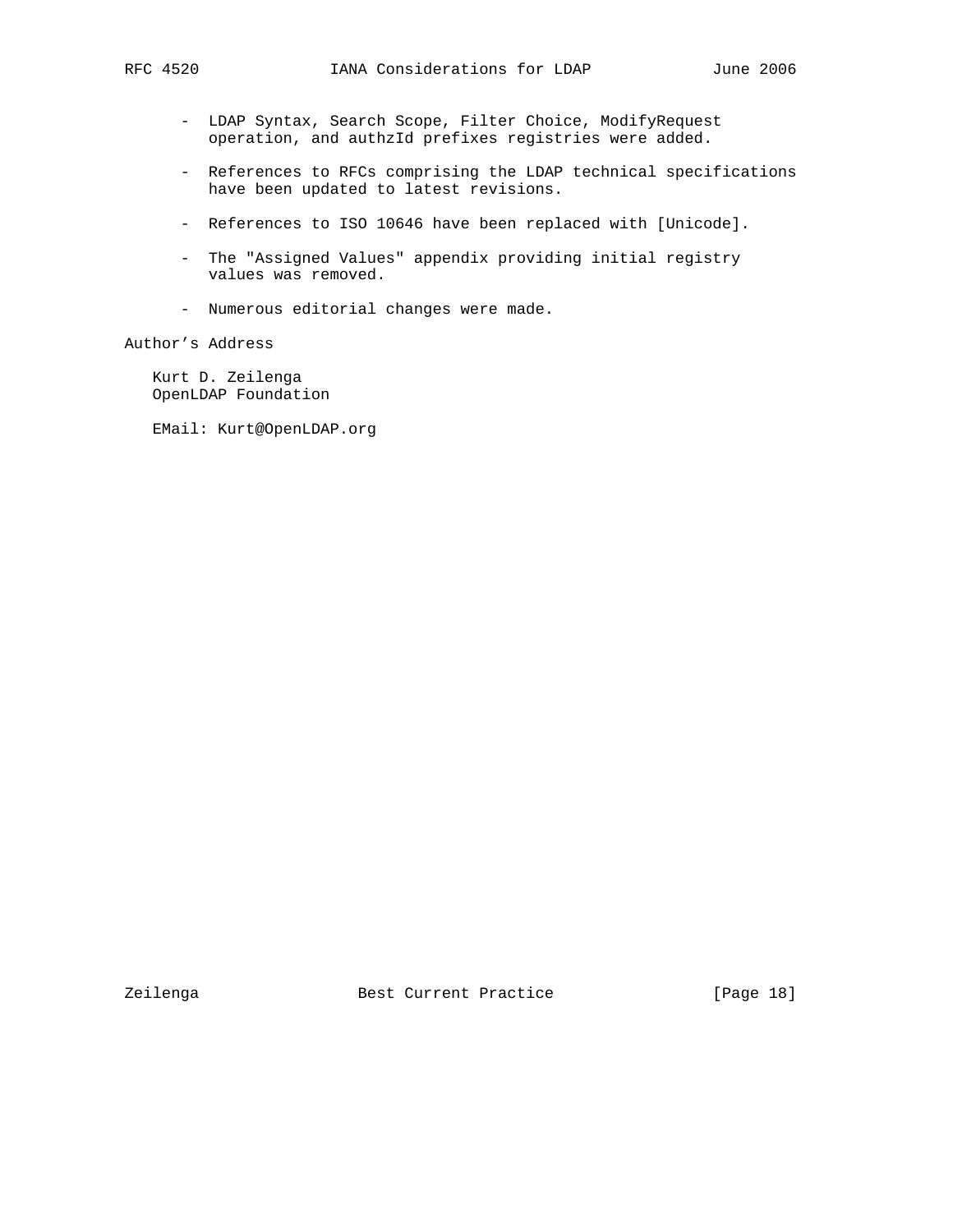- LDAP Syntax, Search Scope, Filter Choice, ModifyRequest operation, and authzId prefixes registries were added.

- References to RFCs comprising the LDAP technical specifications have been updated to latest revisions.

- References to ISO 10646 have been replaced with [Unicode].

- The "Assigned Values" appendix providing initial registry values was removed.

- Numerous editorial changes were made.

## Author's Address

Kurt D. Zeilenga
OpenLDAP Foundation

EMail: Kurt@OpenLDAP.org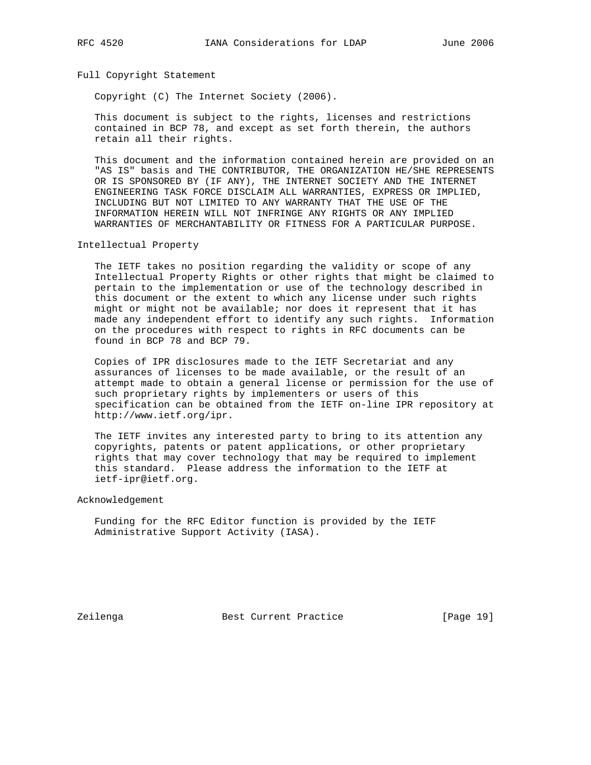## Full Copyright Statement

Copyright (C) The Internet Society (2006).

This document is subject to the rights, licenses and restrictions contained in BCP 78, and except as set forth therein, the authors retain all their rights.

This document and the information contained herein are provided on an "AS IS" basis and THE CONTRIBUTOR, THE ORGANIZATION HE/SHE REPRESENTS OR IS SPONSORED BY (IF ANY), THE INTERNET SOCIETY AND THE INTERNET ENGINEERING TASK FORCE DISCLAIM ALL WARRANTIES, EXPRESS OR IMPLIED, INCLUDING BUT NOT LIMITED TO ANY WARRANTY THAT THE USE OF THE INFORMATION HEREIN WILL NOT INFRINGE ANY RIGHTS OR ANY IMPLIED WARRANTIES OF MERCHANTABILITY OR FITNESS FOR A PARTICULAR PURPOSE.

## Intellectual Property

The IETF takes no position regarding the validity or scope of any Intellectual Property Rights or other rights that might be claimed to pertain to the implementation or use of the technology described in this document or the extent to which any license under such rights might or might not be available; nor does it represent that it has made any independent effort to identify any such rights. Information on the procedures with respect to rights in RFC documents can be found in BCP 78 and BCP 79.

Copies of IPR disclosures made to the IETF Secretariat and any assurances of licenses to be made available, or the result of an attempt made to obtain a general license or permission for the use of such proprietary rights by implementers or users of this specification can be obtained from the IETF on-line IPR repository at http://www.ietf.org/ipr.

The IETF invites any interested party to bring to its attention any copyrights, patents or patent applications, or other proprietary rights that may cover technology that may be required to implement this standard. Please address the information to the IETF at ietf-ipr@ietf.org.

## Acknowledgement

Funding for the RFC Editor function is provided by the IETF Administrative Support Activity (IASA).